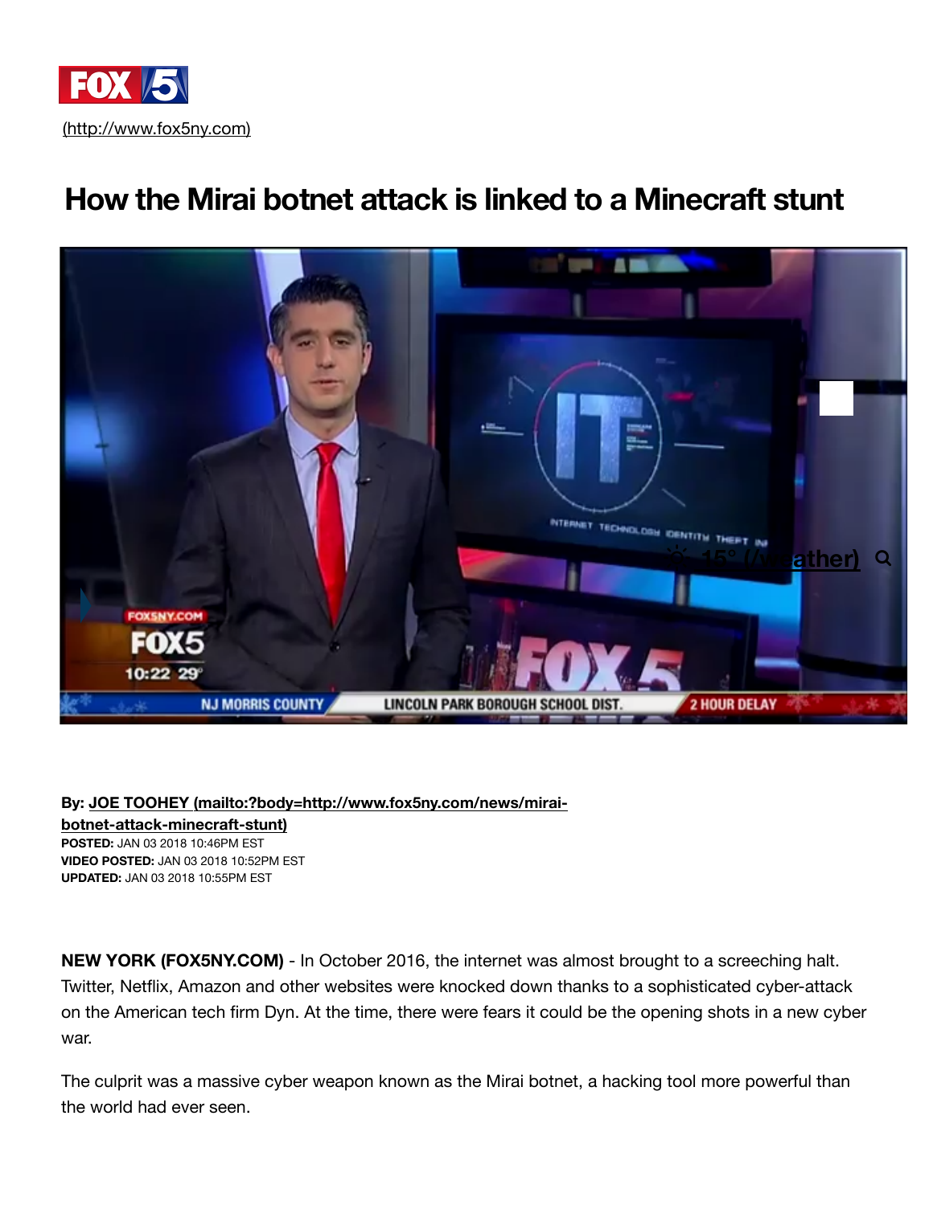(http://www.fox5ny.com)

# How the Mirai botnet attack is linked to a Minecraft stunt

**By:** **JOE TOOHEY (mailto:?body=http://www.fox5ny.com/news/mirai-botnet-attack-minecraft-stunt)**
**POSTED:** JAN 03 2018 10:46PM EST
**VIDEO POSTED:** JAN 03 2018 10:52PM EST
**UPDATED:** JAN 03 2018 10:55PM EST

**NEW YORK (FOX5NY.COM)** - In October 2016, the internet was almost brought to a screeching halt. Twitter, Netflix, Amazon and other websites were knocked down thanks to a sophisticated cyber-attack on the American tech firm Dyn. At the time, there were fears it could be the opening shots in a new cyber war.

The culprit was a massive cyber weapon known as the Mirai botnet, a hacking tool more powerful than the world had ever seen.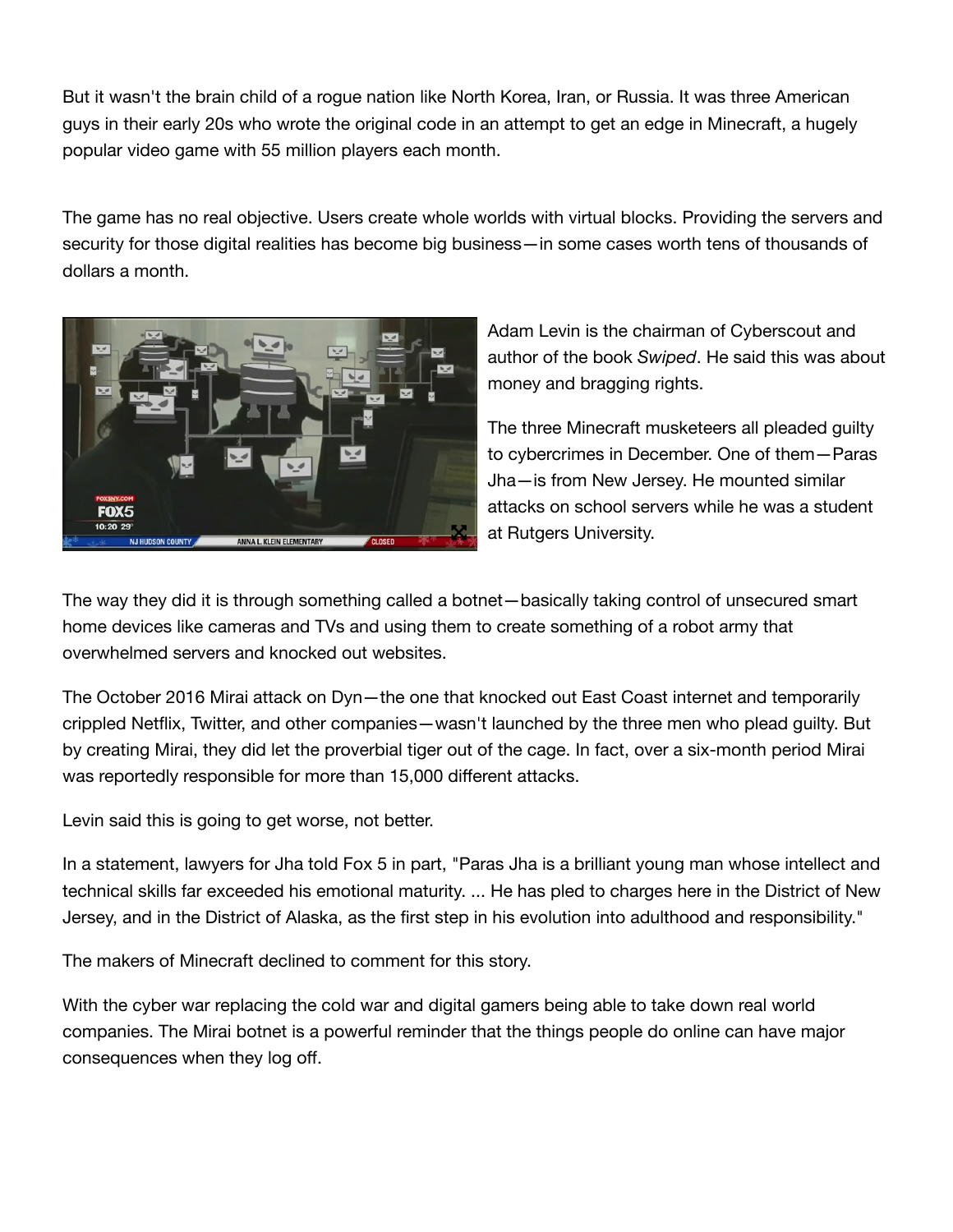But it wasn't the brain child of a rogue nation like North Korea, Iran, or Russia. It was three American guys in their early 20s who wrote the original code in an attempt to get an edge in Minecraft, a hugely popular video game with 55 million players each month.

The game has no real objective. Users create whole worlds with virtual blocks. Providing the servers and security for those digital realities has become big business—in some cases worth tens of thousands of dollars a month.

Adam Levin is the chairman of Cyberscout and author of the book *Swiped*. He said this was about money and bragging rights.

The three Minecraft musketeers all pleaded guilty to cybercrimes in December. One of them—Paras Jha—is from New Jersey. He mounted similar attacks on school servers while he was a student at Rutgers University.

The way they did it is through something called a botnet—basically taking control of unsecured smart home devices like cameras and TVs and using them to create something of a robot army that overwhelmed servers and knocked out websites.

The October 2016 Mirai attack on Dyn—the one that knocked out East Coast internet and temporarily crippled Netflix, Twitter, and other companies—wasn't launched by the three men who plead guilty. But by creating Mirai, they did let the proverbial tiger out of the cage. In fact, over a six-month period Mirai was reportedly responsible for more than 15,000 different attacks.

Levin said this is going to get worse, not better.

In a statement, lawyers for Jha told Fox 5 in part, "Paras Jha is a brilliant young man whose intellect and technical skills far exceeded his emotional maturity. ... He has pled to charges here in the District of New Jersey, and in the District of Alaska, as the first step in his evolution into adulthood and responsibility."

The makers of Minecraft declined to comment for this story.

With the cyber war replacing the cold war and digital gamers being able to take down real world companies. The Mirai botnet is a powerful reminder that the things people do online can have major consequences when they log off.